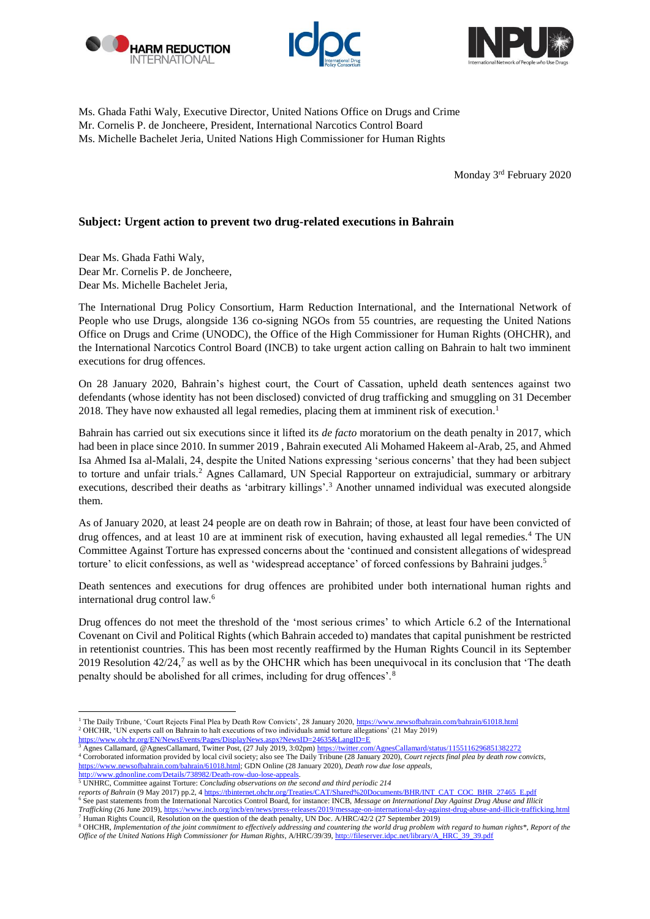Ms. Ghada Fathi Waly, Executive Director, United Nations Office on Drugs and Crime
Mr. Cornelis P. de Joncheere, President, International Narcotics Control Board
Ms. Michelle Bachelet Jeria, United Nations High Commissioner for Human Rights

Monday 3rd February 2020

**Subject: Urgent action to prevent two drug-related executions in Bahrain**

Dear Ms. Ghada Fathi Waly,
Dear Mr. Cornelis P. de Joncheere,
Dear Ms. Michelle Bachelet Jeria,

The International Drug Policy Consortium, Harm Reduction International, and the International Network of People who use Drugs, alongside 136 co-signing NGOs from 55 countries, are requesting the United Nations Office on Drugs and Crime (UNODC), the Office of the High Commissioner for Human Rights (OHCHR), and the International Narcotics Control Board (INCB) to take urgent action calling on Bahrain to halt two imminent executions for drug offences.

On 28 January 2020, Bahrain's highest court, the Court of Cassation, upheld death sentences against two defendants (whose identity has not been disclosed) convicted of drug trafficking and smuggling on 31 December 2018. They have now exhausted all legal remedies, placing them at imminent risk of execution.[1]

Bahrain has carried out six executions since it lifted its *de facto* moratorium on the death penalty in 2017, which had been in place since 2010. In summer 2019 , Bahrain executed Ali Mohamed Hakeem al-Arab, 25, and Ahmed Isa Ahmed Isa al-Malali, 24, despite the United Nations expressing 'serious concerns' that they had been subject to torture and unfair trials.[2] Agnes Callamard, UN Special Rapporteur on extrajudicial, summary or arbitrary executions, described their deaths as 'arbitrary killings'.[3] Another unnamed individual was executed alongside them.

As of January 2020, at least 24 people are on death row in Bahrain; of those, at least four have been convicted of drug offences, and at least 10 are at imminent risk of execution, having exhausted all legal remedies.[4] The UN Committee Against Torture has expressed concerns about the 'continued and consistent allegations of widespread torture' to elicit confessions, as well as 'widespread acceptance' of forced confessions by Bahraini judges.[5]

Death sentences and executions for drug offences are prohibited under both international human rights and international drug control law.[6]

Drug offences do not meet the threshold of the 'most serious crimes' to which Article 6.2 of the International Covenant on Civil and Political Rights (which Bahrain acceded to) mandates that capital punishment be restricted in retentionist countries. This has been most recently reaffirmed by the Human Rights Council in its September 2019 Resolution 42/24,[7] as well as by the OHCHR which has been unequivocal in its conclusion that 'The death penalty should be abolished for all crimes, including for drug offences'.[8]

---

[1] The Daily Tribune, 'Court Rejects Final Plea by Death Row Convicts', 28 January 2020, https://www.newsofbahrain.com/bahrain/61018.html
[2] OHCHR, 'UN experts call on Bahrain to halt executions of two individuals amid torture allegations' (21 May 2019) https://www.ohchr.org/EN/NewsEvents/Pages/DisplayNews.aspx?NewsID=24635&LangID=E
[3] Agnes Callamard, @AgnesCallamard, Twitter Post, (27 July 2019, 3:02pm) https://twitter.com/AgnesCallamard/status/1155116296851382272
[4] Corroborated information provided by local civil society; also see The Daily Tribune (28 January 2020), *Court rejects final plea by death row convicts*, https://www.newsofbahrain.com/bahrain/61018.html; GDN Online (28 January 2020), *Death row due lose appeals*, http://www.gdnonline.com/Details/738982/Death-row-duo-lose-appeals.
[5] UNHRC, Committee against Torture: *Concluding observations on the second and third periodic 214 reports of Bahrain* (9 May 2017) pp.2, 4 https://tbinternet.ohchr.org/Treaties/CAT/Shared%20Documents/BHR/INT_CAT_COC_BHR_27465_E.pdf
[6] See past statements from the International Narcotics Control Board, for instance: INCB, *Message on International Day Against Drug Abuse and Illicit Trafficking* (26 June 2019), https://www.incb.org/incb/en/news/press-releases/2019/message-on-international-day-against-drug-abuse-and-illicit-trafficking.html
[7] Human Rights Council, Resolution on the question of the death penalty, UN Doc. A/HRC/42/2 (27 September 2019)
[8] OHCHR, *Implementation of the joint commitment to effectively addressing and countering the world drug problem with regard to human rights*\*, Report of the Office of the United Nations High Commissioner for Human Rights*, A/HRC/39/39, http://fileserver.idpc.net/library/A_HRC_39_39.pdf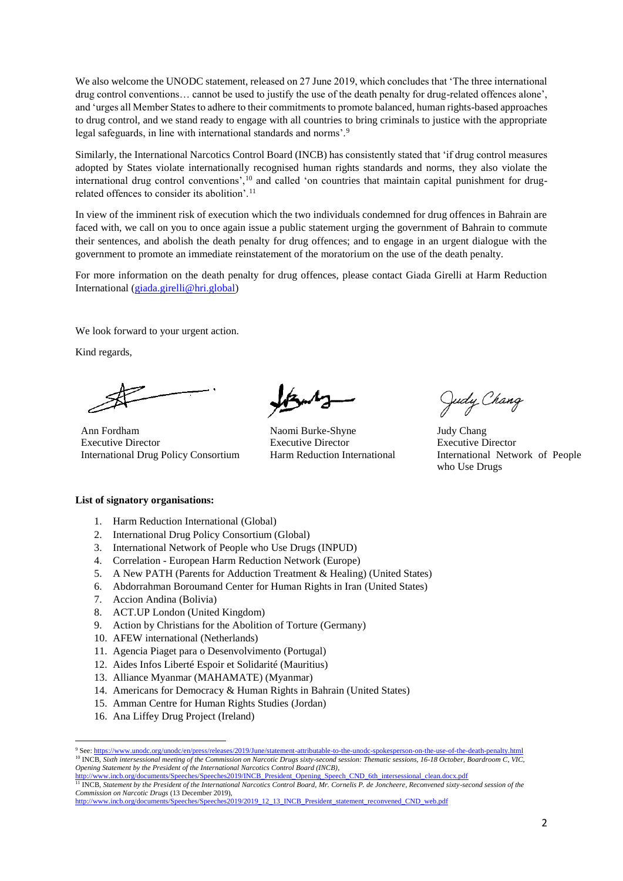We also welcome the UNODC statement, released on 27 June 2019, which concludes that 'The three international drug control conventions… cannot be used to justify the use of the death penalty for drug-related offences alone', and 'urges all Member States to adhere to their commitments to promote balanced, human rights-based approaches to drug control, and we stand ready to engage with all countries to bring criminals to justice with the appropriate legal safeguards, in line with international standards and norms'.[9]

Similarly, the International Narcotics Control Board (INCB) has consistently stated that 'if drug control measures adopted by States violate internationally recognised human rights standards and norms, they also violate the international drug control conventions',[10] and called 'on countries that maintain capital punishment for drug-related offences to consider its abolition'.[11]

In view of the imminent risk of execution which the two individuals condemned for drug offences in Bahrain are faced with, we call on you to once again issue a public statement urging the government of Bahrain to commute their sentences, and abolish the death penalty for drug offences; and to engage in an urgent dialogue with the government to promote an immediate reinstatement of the moratorium on the use of the death penalty.

For more information on the death penalty for drug offences, please contact Giada Girelli at Harm Reduction International (giada.girelli@hri.global)

We look forward to your urgent action.

Kind regards,

Ann Fordham
Executive Director
International Drug Policy Consortium

Naomi Burke-Shyne
Executive Director
Harm Reduction International

Judy Chang
Executive Director
International Network of People who Use Drugs

**List of signatory organisations:**

1. Harm Reduction International (Global)
2. International Drug Policy Consortium (Global)
3. International Network of People who Use Drugs (INPUD)
4. Correlation - European Harm Reduction Network (Europe)
5. A New PATH (Parents for Addiction Treatment & Healing) (United States)
6. Abdorrahman Boroumand Center for Human Rights in Iran (United States)
7. Accion Andina (Bolivia)
8. ACT.UP London (United Kingdom)
9. Action by Christians for the Abolition of Torture (Germany)
10. AFEW international (Netherlands)
11. Agencia Piaget para o Desenvolvimento (Portugal)
12. Aides Infos Liberté Espoir et Solidarité (Mauritius)
13. Alliance Myanmar (MAHAMATE) (Myanmar)
14. Americans for Democracy & Human Rights in Bahrain (United States)
15. Amman Centre for Human Rights Studies (Jordan)
16. Ana Liffey Drug Project (Ireland)

---

[9] See: https://www.unodc.org/unodc/en/press/releases/2019/June/statement-attributable-to-the-unodc-spokesperson-on-the-use-of-the-death-penalty.html

[10] INCB, *Sixth intersessional meeting of the Commission on Narcotic Drugs sixty-second session: Thematic sessions, 16-18 October, Boardroom C, VIC, Opening Statement by the President of the International Narcotics Control Board (INCB)*, http://www.incb.org/documents/Speeches/Speeches2019/INCB_President_Opening_Speech_CND_6th_intersessional_clean.docx.pdf

[11] INCB, *Statement by the President of the International Narcotics Control Board, Mr. Cornelis P. de Joncheere, Reconvened sixty-second session of the Commission on Narcotic Drugs* (13 December 2019), http://www.incb.org/documents/Speeches/Speeches2019/2019_12_13_INCB_President_statement_reconvened_CND_web.pdf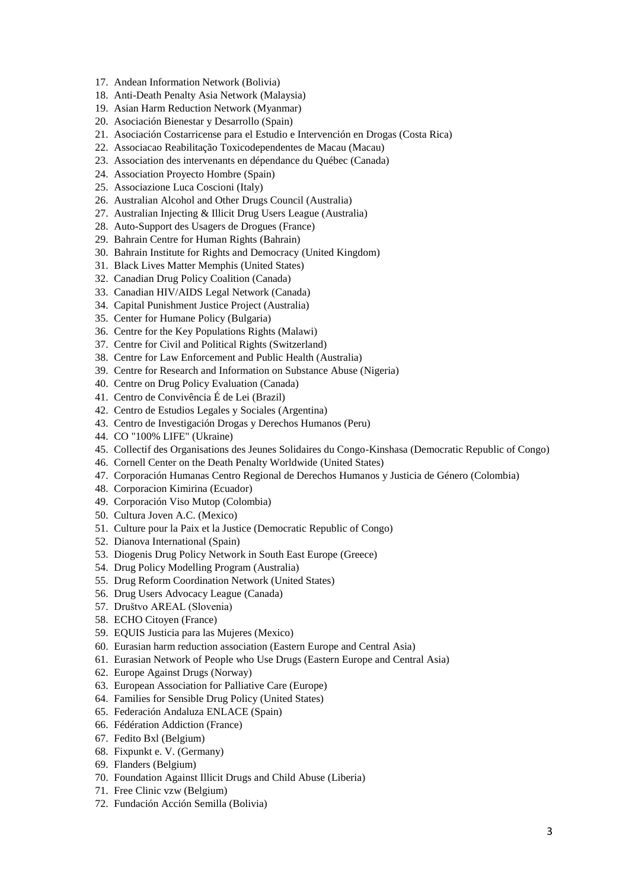17. Andean Information Network (Bolivia)
18. Anti-Death Penalty Asia Network (Malaysia)
19. Asian Harm Reduction Network (Myanmar)
20. Asociación Bienestar y Desarrollo (Spain)
21. Asociación Costarricense para el Estudio e Intervención en Drogas (Costa Rica)
22. Associacao Reabilitação Toxicodependentes de Macau (Macau)
23. Association des intervenants en dépendance du Québec (Canada)
24. Association Proyecto Hombre (Spain)
25. Associazione Luca Coscioni (Italy)
26. Australian Alcohol and Other Drugs Council (Australia)
27. Australian Injecting & Illicit Drug Users League (Australia)
28. Auto-Support des Usagers de Drogues (France)
29. Bahrain Centre for Human Rights (Bahrain)
30. Bahrain Institute for Rights and Democracy (United Kingdom)
31. Black Lives Matter Memphis (United States)
32. Canadian Drug Policy Coalition (Canada)
33. Canadian HIV/AIDS Legal Network (Canada)
34. Capital Punishment Justice Project (Australia)
35. Center for Humane Policy (Bulgaria)
36. Centre for the Key Populations Rights (Malawi)
37. Centre for Civil and Political Rights (Switzerland)
38. Centre for Law Enforcement and Public Health (Australia)
39. Centre for Research and Information on Substance Abuse (Nigeria)
40. Centre on Drug Policy Evaluation (Canada)
41. Centro de Convivência É de Lei (Brazil)
42. Centro de Estudios Legales y Sociales (Argentina)
43. Centro de Investigación Drogas y Derechos Humanos (Peru)
44. CO "100% LIFE" (Ukraine)
45. Collectif des Organisations des Jeunes Solidaires du Congo-Kinshasa (Democratic Republic of Congo)
46. Cornell Center on the Death Penalty Worldwide (United States)
47. Corporación Humanas Centro Regional de Derechos Humanos y Justicia de Género (Colombia)
48. Corporacion Kimirina (Ecuador)
49. Corporación Viso Mutop (Colombia)
50. Cultura Joven A.C. (Mexico)
51. Culture pour la Paix et la Justice (Democratic Republic of Congo)
52. Dianova International (Spain)
53. Diogenis Drug Policy Network in South East Europe (Greece)
54. Drug Policy Modelling Program (Australia)
55. Drug Reform Coordination Network (United States)
56. Drug Users Advocacy League (Canada)
57. Društvo AREAL (Slovenia)
58. ECHO Citoyen (France)
59. EQUIS Justicia para las Mujeres (Mexico)
60. Eurasian harm reduction association (Eastern Europe and Central Asia)
61. Eurasian Network of People who Use Drugs (Eastern Europe and Central Asia)
62. Europe Against Drugs (Norway)
63. European Association for Palliative Care (Europe)
64. Families for Sensible Drug Policy (United States)
65. Federación Andaluza ENLACE (Spain)
66. Fédération Addiction (France)
67. Fedito Bxl (Belgium)
68. Fixpunkt e. V. (Germany)
69. Flanders (Belgium)
70. Foundation Against Illicit Drugs and Child Abuse (Liberia)
71. Free Clinic vzw (Belgium)
72. Fundación Acción Semilla (Bolivia)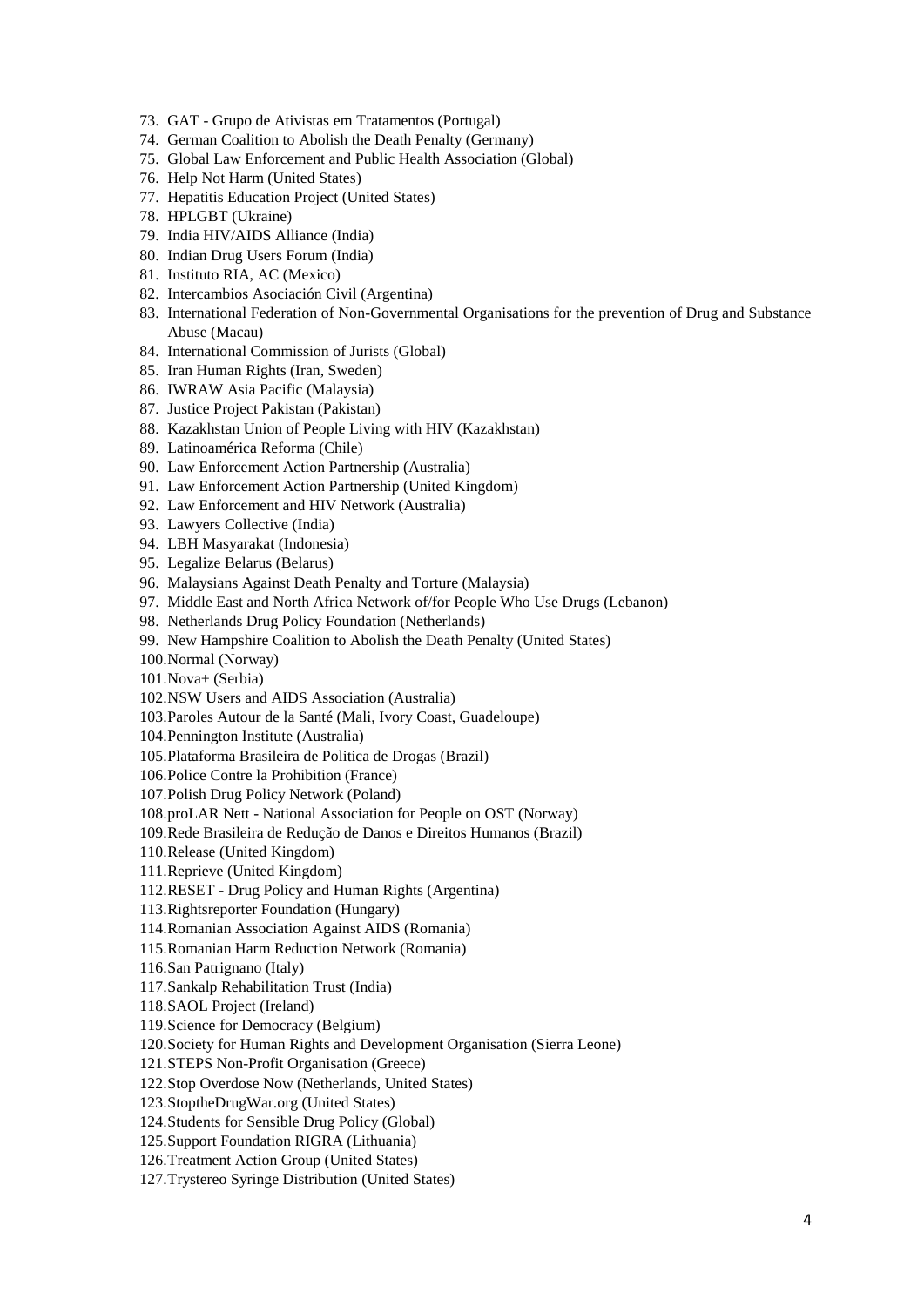73. GAT - Grupo de Ativistas em Tratamentos (Portugal)
74. German Coalition to Abolish the Death Penalty (Germany)
75. Global Law Enforcement and Public Health Association (Global)
76. Help Not Harm (United States)
77. Hepatitis Education Project (United States)
78. HPLGBT (Ukraine)
79. India HIV/AIDS Alliance (India)
80. Indian Drug Users Forum (India)
81. Instituto RIA, AC (Mexico)
82. Intercambios Asociación Civil (Argentina)
83. International Federation of Non-Governmental Organisations for the prevention of Drug and Substance Abuse (Macau)
84. International Commission of Jurists (Global)
85. Iran Human Rights (Iran, Sweden)
86. IWRAW Asia Pacific (Malaysia)
87. Justice Project Pakistan (Pakistan)
88. Kazakhstan Union of People Living with HIV (Kazakhstan)
89. Latinoamérica Reforma (Chile)
90. Law Enforcement Action Partnership (Australia)
91. Law Enforcement Action Partnership (United Kingdom)
92. Law Enforcement and HIV Network (Australia)
93. Lawyers Collective (India)
94. LBH Masyarakat (Indonesia)
95. Legalize Belarus (Belarus)
96. Malaysians Against Death Penalty and Torture (Malaysia)
97. Middle East and North Africa Network of/for People Who Use Drugs (Lebanon)
98. Netherlands Drug Policy Foundation (Netherlands)
99. New Hampshire Coalition to Abolish the Death Penalty (United States)
100. Normal (Norway)
101. Nova+ (Serbia)
102. NSW Users and AIDS Association (Australia)
103. Paroles Autour de la Santé (Mali, Ivory Coast, Guadeloupe)
104. Pennington Institute (Australia)
105. Plataforma Brasileira de Politica de Drogas (Brazil)
106. Police Contre la Prohibition (France)
107. Polish Drug Policy Network (Poland)
108. proLAR Nett - National Association for People on OST (Norway)
109. Rede Brasileira de Redução de Danos e Direitos Humanos (Brazil)
110. Release (United Kingdom)
111. Reprieve (United Kingdom)
112. RESET - Drug Policy and Human Rights (Argentina)
113. Rightsreporter Foundation (Hungary)
114. Romanian Association Against AIDS (Romania)
115. Romanian Harm Reduction Network (Romania)
116. San Patrignano (Italy)
117. Sankalp Rehabilitation Trust (India)
118. SAOL Project (Ireland)
119. Science for Democracy (Belgium)
120. Society for Human Rights and Development Organisation (Sierra Leone)
121. STEPS Non-Profit Organisation (Greece)
122. Stop Overdose Now (Netherlands, United States)
123. StoptheDrugWar.org (United States)
124. Students for Sensible Drug Policy (Global)
125. Support Foundation RIGRA (Lithuania)
126. Treatment Action Group (United States)
127. Trystereo Syringe Distribution (United States)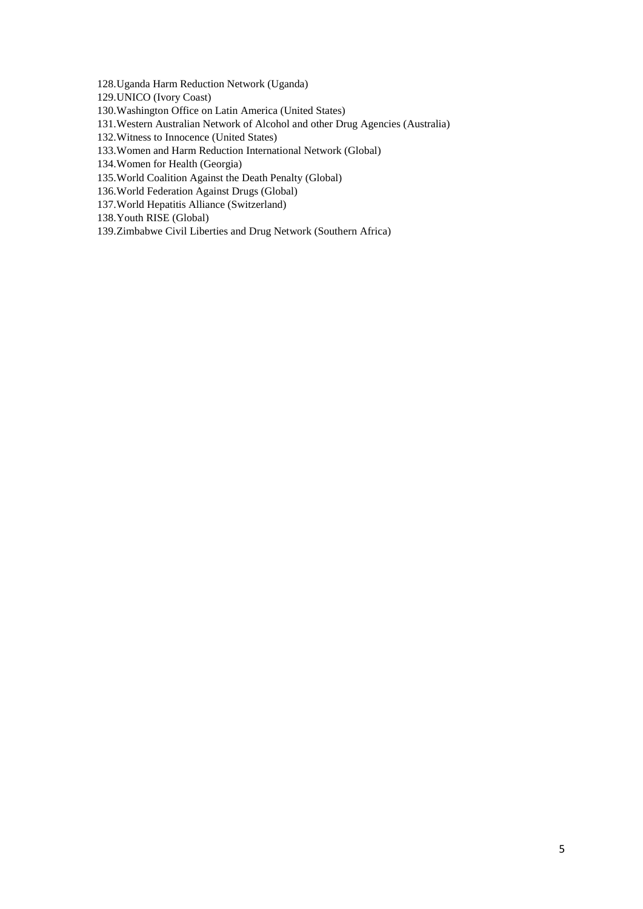128. Uganda Harm Reduction Network (Uganda)
129. UNICO (Ivory Coast)
130. Washington Office on Latin America (United States)
131. Western Australian Network of Alcohol and other Drug Agencies (Australia)
132. Witness to Innocence (United States)
133. Women and Harm Reduction International Network (Global)
134. Women for Health (Georgia)
135. World Coalition Against the Death Penalty (Global)
136. World Federation Against Drugs (Global)
137. World Hepatitis Alliance (Switzerland)
138. Youth RISE (Global)
139. Zimbabwe Civil Liberties and Drug Network (Southern Africa)